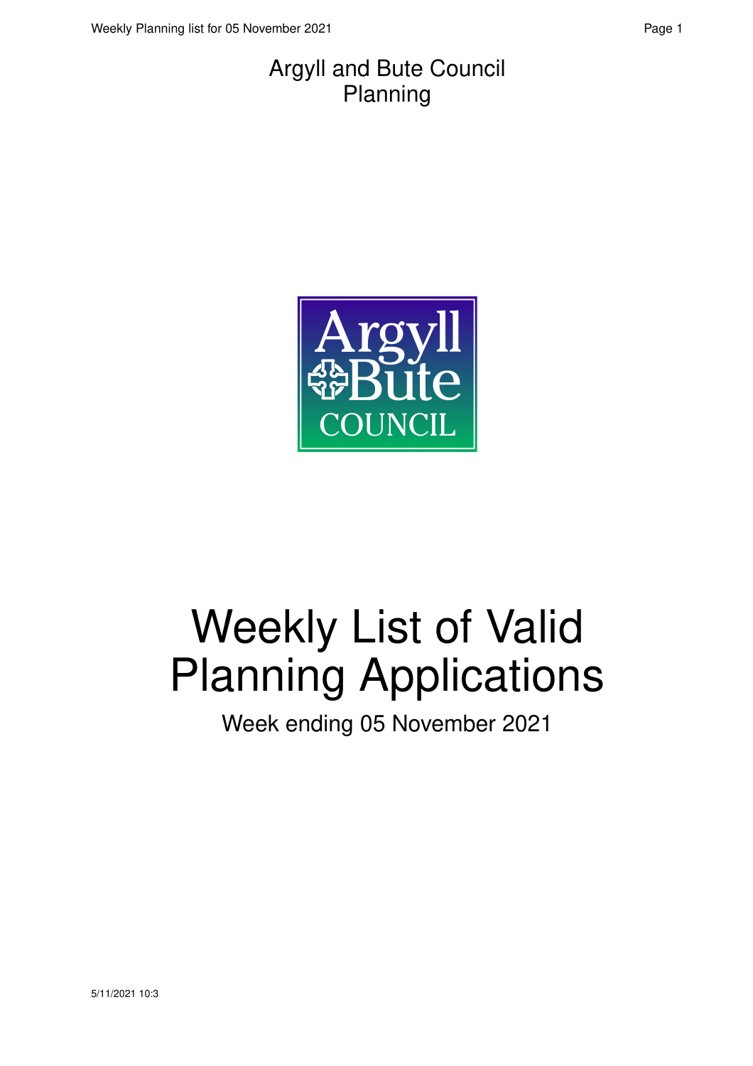Argyll and Bute Council
Planning

# Weekly List of Valid Planning Applications

Week ending 05 November 2021

5/11/2021 10:3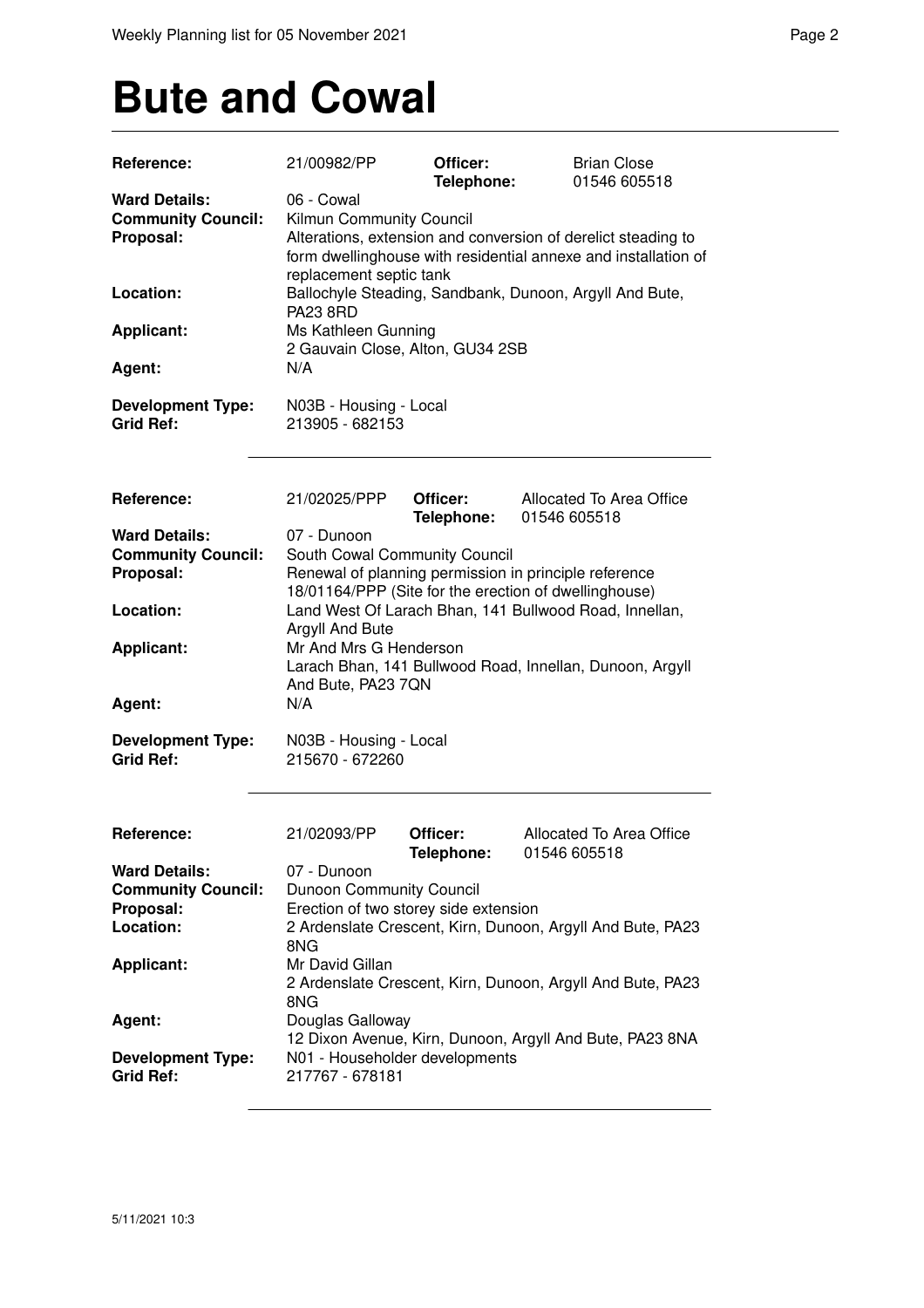# Bute and Cowal

| | | | |
|---|---|---|---|
| **Reference:** | 21/00982/PP | **Officer:** **Telephone:** | Brian Close 01546 605518 |
| **Ward Details:** | 06 - Cowal | | |
| **Community Council:** | Kilmun Community Council | | |
| **Proposal:** | Alterations, extension and conversion of derelict steading to form dwellinghouse with residential annexe and installation of replacement septic tank | | |
| **Location:** | Ballochyle Steading, Sandbank, Dunoon, Argyll And Bute, PA23 8RD | | |
| **Applicant:** | Ms Kathleen Gunning 2 Gauvain Close, Alton, GU34 2SB | | |
| **Agent:** | N/A | | |
| **Development Type:** | N03B - Housing - Local | | |
| **Grid Ref:** | 213905 - 682153 | | |

| | | | |
|---|---|---|---|
| **Reference:** | 21/02025/PPP | **Officer:** **Telephone:** | Allocated To Area Office 01546 605518 |
| **Ward Details:** | 07 - Dunoon | | |
| **Community Council:** | South Cowal Community Council | | |
| **Proposal:** | Renewal of planning permission in principle reference 18/01164/PPP (Site for the erection of dwellinghouse) | | |
| **Location:** | Land West Of Larach Bhan, 141 Bullwood Road, Innellan, Argyll And Bute | | |
| **Applicant:** | Mr And Mrs G Henderson Larach Bhan, 141 Bullwood Road, Innellan, Dunoon, Argyll And Bute, PA23 7QN | | |
| **Agent:** | N/A | | |
| **Development Type:** | N03B - Housing - Local | | |
| **Grid Ref:** | 215670 - 672260 | | |

| | | | |
|---|---|---|---|
| **Reference:** | 21/02093/PP | **Officer:** **Telephone:** | Allocated To Area Office 01546 605518 |
| **Ward Details:** | 07 - Dunoon | | |
| **Community Council:** | Dunoon Community Council | | |
| **Proposal:** | Erection of two storey side extension | | |
| **Location:** | 2 Ardenslate Crescent, Kirn, Dunoon, Argyll And Bute, PA23 8NG | | |
| **Applicant:** | Mr David Gillan 2 Ardenslate Crescent, Kirn, Dunoon, Argyll And Bute, PA23 8NG | | |
| **Agent:** | Douglas Galloway 12 Dixon Avenue, Kirn, Dunoon, Argyll And Bute, PA23 8NA | | |
| **Development Type:** | N01 - Householder developments | | |
| **Grid Ref:** | 217767 - 678181 | | |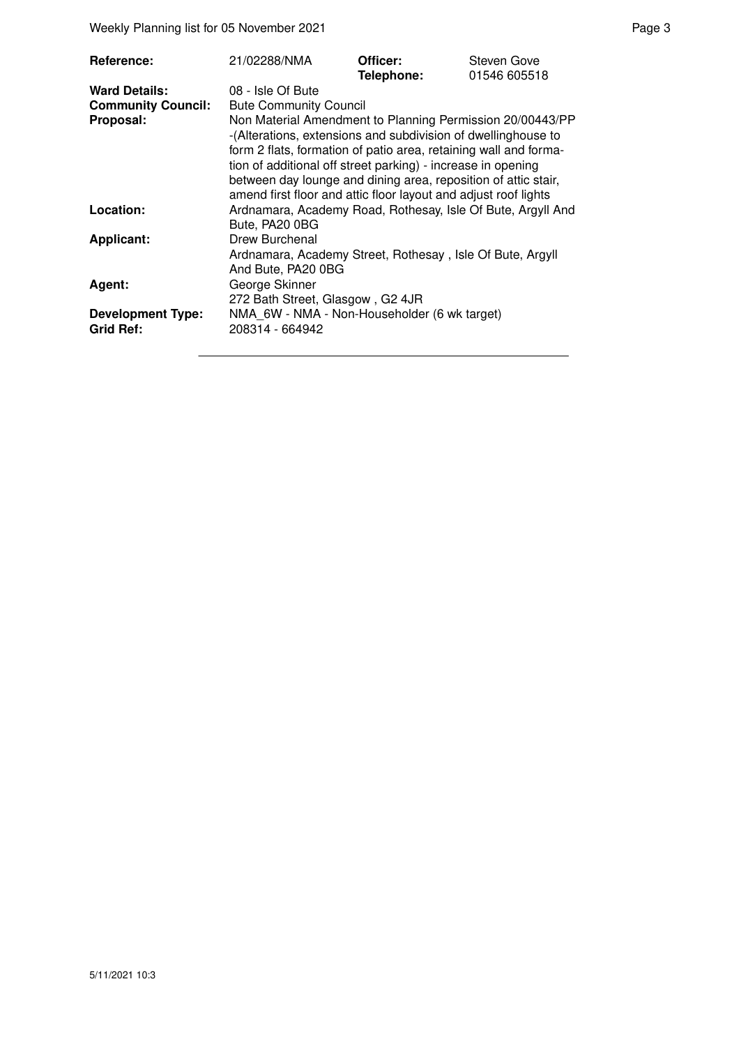| | | | |
|---|---|---|---|
| **Reference:** | 21/02288/NMA | **Officer:** | Steven Gove |
| | | **Telephone:** | 01546 605518 |
| **Ward Details:** | 08 - Isle Of Bute | | |
| **Community Council:** | Bute Community Council | | |
| **Proposal:** | Non Material Amendment to Planning Permission 20/00443/PP -(Alterations, extensions and subdivision of dwellinghouse to form 2 flats, formation of patio area, retaining wall and formation of additional off street parking) - increase in opening between day lounge and dining area, reposition of attic stair, amend first floor and attic floor layout and adjust roof lights | | |
| **Location:** | Ardnamara, Academy Road, Rothesay, Isle Of Bute, Argyll And Bute, PA20 0BG | | |
| **Applicant:** | Drew Burchenal<br>Ardnamara, Academy Street, Rothesay , Isle Of Bute, Argyll And Bute, PA20 0BG | | |
| **Agent:** | George Skinner<br>272 Bath Street, Glasgow , G2 4JR | | |
| **Development Type:** | NMA_6W - NMA - Non-Householder (6 wk target) | | |
| **Grid Ref:** | 208314 - 664942 | | |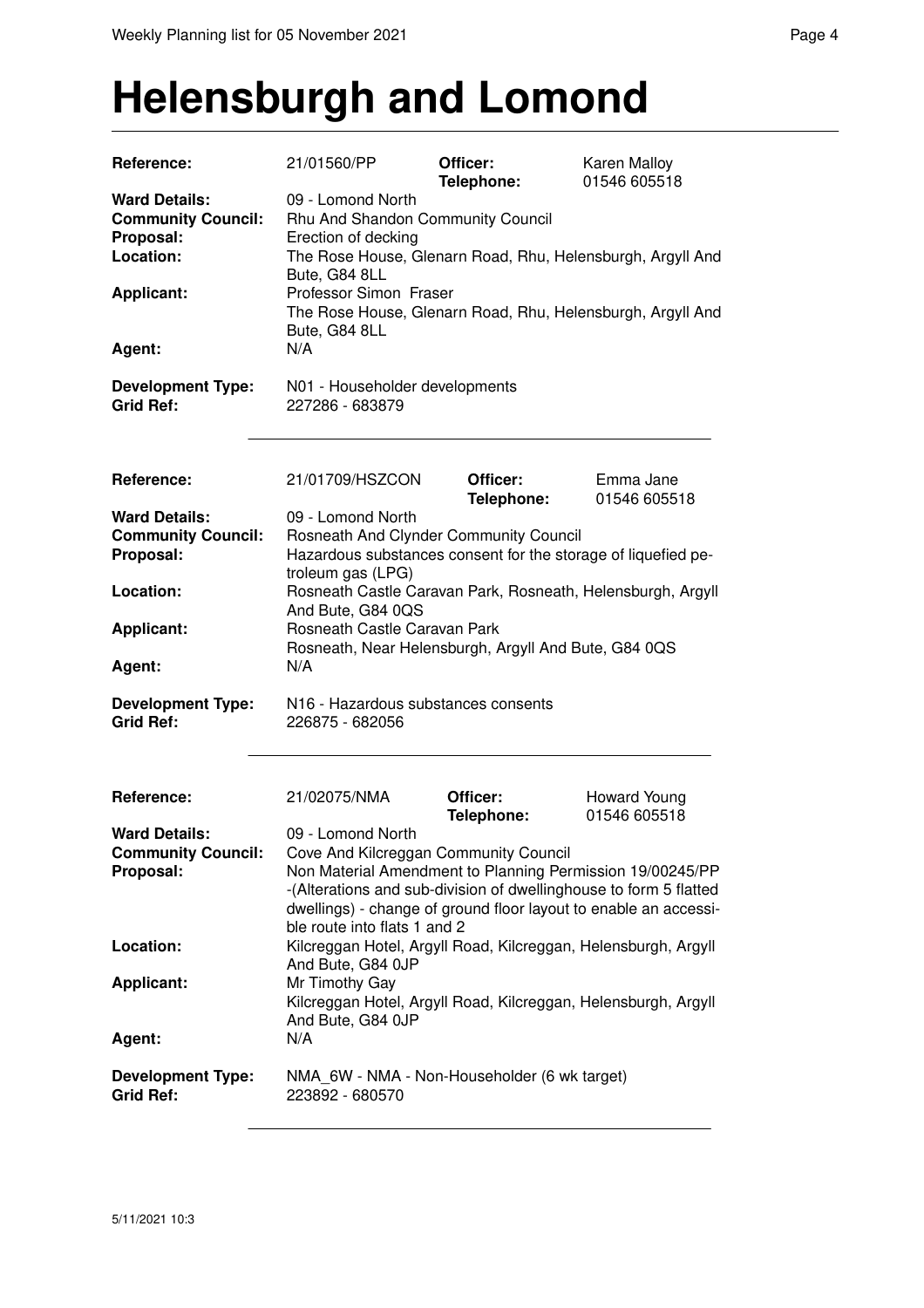# Helensburgh and Lomond

| | | | |
|---|---|---|---|
| **Reference:** | 21/01560/PP | **Officer:** **Telephone:** | Karen Malloy 01546 605518 |
| **Ward Details:** | 09 - Lomond North | | |
| **Community Council:** | Rhu And Shandon Community Council | | |
| **Proposal:** | Erection of decking | | |
| **Location:** | The Rose House, Glenarn Road, Rhu, Helensburgh, Argyll And Bute, G84 8LL | | |
| **Applicant:** | Professor Simon Fraser The Rose House, Glenarn Road, Rhu, Helensburgh, Argyll And Bute, G84 8LL | | |
| **Agent:** | N/A | | |
| **Development Type:** | N01 - Householder developments | | |
| **Grid Ref:** | 227286 - 683879 | | |

---

| | | | |
|---|---|---|---|
| **Reference:** | 21/01709/HSZCON | **Officer:** **Telephone:** | Emma Jane 01546 605518 |
| **Ward Details:** | 09 - Lomond North | | |
| **Community Council:** | Rosneath And Clynder Community Council | | |
| **Proposal:** | Hazardous substances consent for the storage of liquefied petroleum gas (LPG) | | |
| **Location:** | Rosneath Castle Caravan Park, Rosneath, Helensburgh, Argyll And Bute, G84 0QS | | |
| **Applicant:** | Rosneath Castle Caravan Park Rosneath, Near Helensburgh, Argyll And Bute, G84 0QS | | |
| **Agent:** | N/A | | |
| **Development Type:** | N16 - Hazardous substances consents | | |
| **Grid Ref:** | 226875 - 682056 | | |

---

| | | | |
|---|---|---|---|
| **Reference:** | 21/02075/NMA | **Officer:** **Telephone:** | Howard Young 01546 605518 |
| **Ward Details:** | 09 - Lomond North | | |
| **Community Council:** | Cove And Kilcreggan Community Council | | |
| **Proposal:** | Non Material Amendment to Planning Permission 19/00245/PP -(Alterations and sub-division of dwellinghouse to form 5 flatted dwellings) - change of ground floor layout to enable an accessible route into flats 1 and 2 | | |
| **Location:** | Kilcreggan Hotel, Argyll Road, Kilcreggan, Helensburgh, Argyll And Bute, G84 0JP | | |
| **Applicant:** | Mr Timothy Gay Kilcreggan Hotel, Argyll Road, Kilcreggan, Helensburgh, Argyll And Bute, G84 0JP | | |
| **Agent:** | N/A | | |
| **Development Type:** | NMA_6W - NMA - Non-Householder (6 wk target) | | |
| **Grid Ref:** | 223892 - 680570 | | |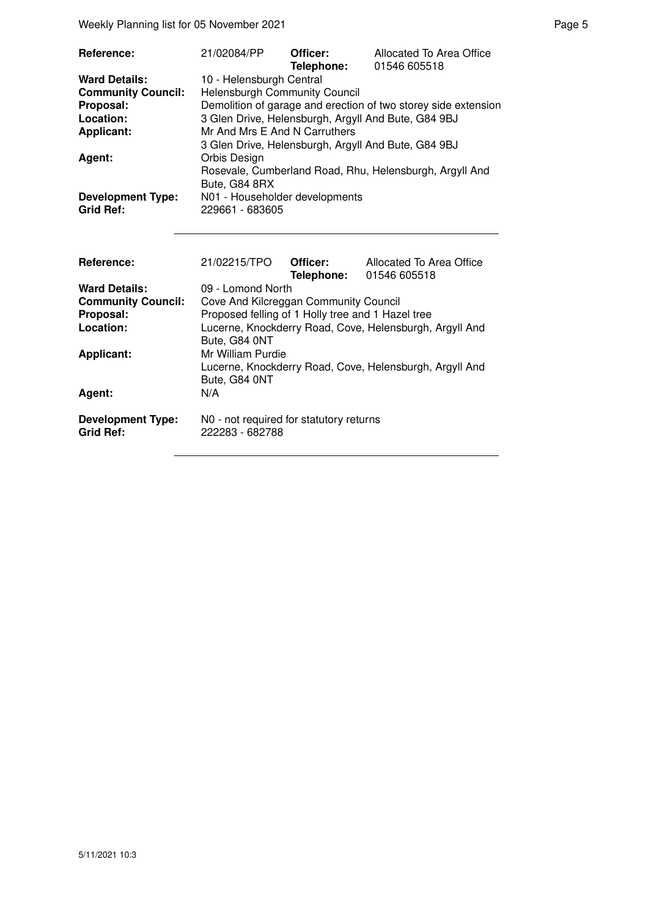| | | | |
|---|---|---|---|
| **Reference:** | 21/02084/PP | **Officer:** | Allocated To Area Office |
| | | **Telephone:** | 01546 605518 |
| **Ward Details:** | 10 - Helensburgh Central | | |
| **Community Council:** | Helensburgh Community Council | | |
| **Proposal:** | Demolition of garage and erection of two storey side extension | | |
| **Location:** | 3 Glen Drive, Helensburgh, Argyll And Bute, G84 9BJ | | |
| **Applicant:** | Mr And Mrs E And N Carruthers<br>3 Glen Drive, Helensburgh, Argyll And Bute, G84 9BJ | | |
| **Agent:** | Orbis Design<br>Rosevale, Cumberland Road, Rhu, Helensburgh, Argyll And Bute, G84 8RX | | |
| **Development Type:** | N01 - Householder developments | | |
| **Grid Ref:** | 229661 - 683605 | | |

| | | | |
|---|---|---|---|
| **Reference:** | 21/02215/TPO | **Officer:** | Allocated To Area Office |
| | | **Telephone:** | 01546 605518 |
| **Ward Details:** | 09 - Lomond North | | |
| **Community Council:** | Cove And Kilcreggan Community Council | | |
| **Proposal:** | Proposed felling of 1 Holly tree and 1 Hazel tree | | |
| **Location:** | Lucerne, Knockderry Road, Cove, Helensburgh, Argyll And Bute, G84 0NT | | |
| **Applicant:** | Mr William Purdie<br>Lucerne, Knockderry Road, Cove, Helensburgh, Argyll And Bute, G84 0NT | | |
| **Agent:** | N/A | | |
| **Development Type:** | N0 - not required for statutory returns | | |
| **Grid Ref:** | 222283 - 682788 | | |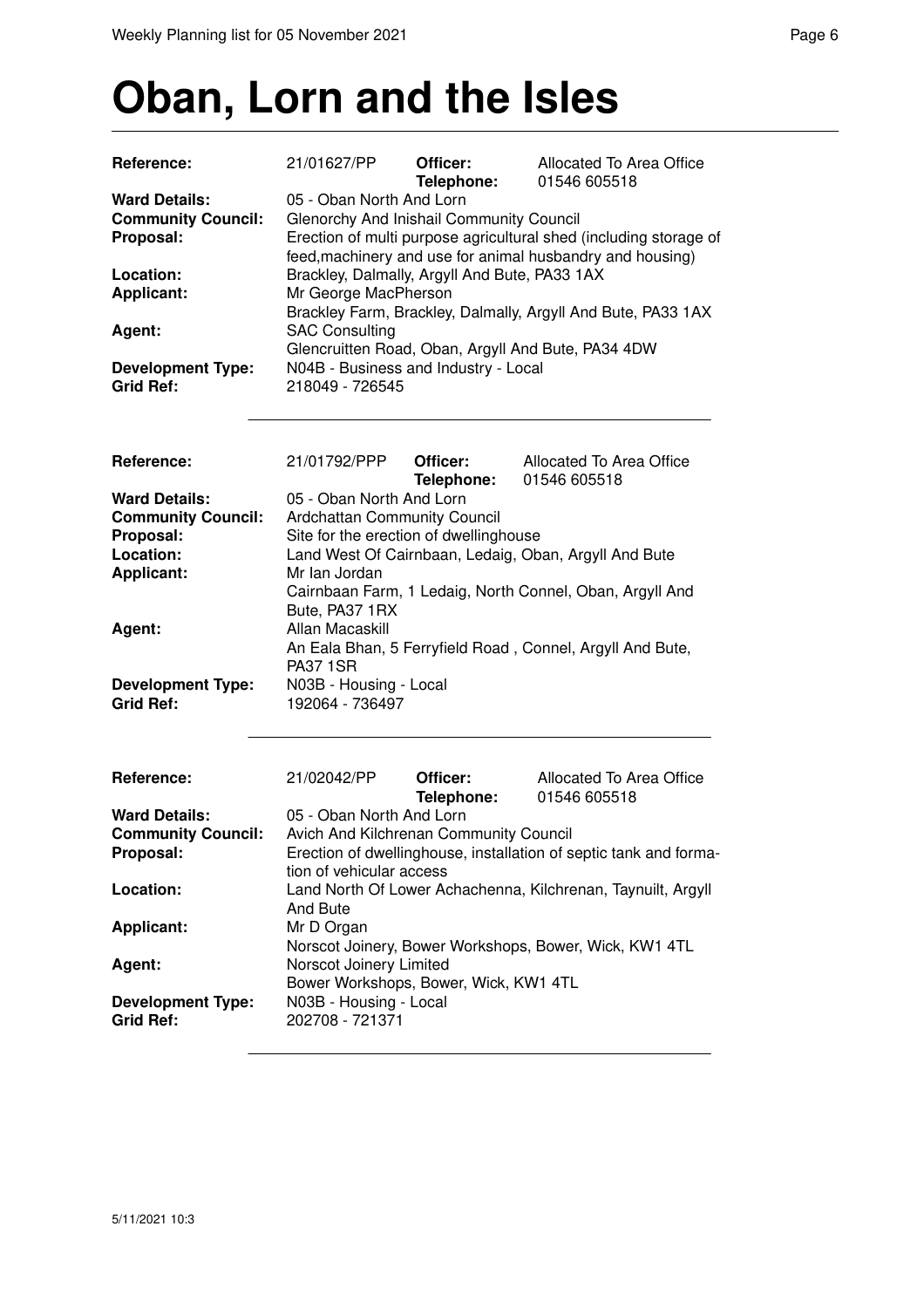# Oban, Lorn and the Isles

| | | | |
|---|---|---|---|
| **Reference:** | 21/01627/PP | **Officer:** **Telephone:** | Allocated To Area Office 01546 605518 |
| **Ward Details:** | 05 - Oban North And Lorn | | |
| **Community Council:** | Glenorchy And Inishail Community Council | | |
| **Proposal:** | Erection of multi purpose agricultural shed (including storage of feed,machinery and use for animal husbandry and housing) | | |
| **Location:** | Brackley, Dalmally, Argyll And Bute, PA33 1AX | | |
| **Applicant:** | Mr George MacPherson<br>Brackley Farm, Brackley, Dalmally, Argyll And Bute, PA33 1AX | | |
| **Agent:** | SAC Consulting<br>Glencruitten Road, Oban, Argyll And Bute, PA34 4DW | | |
| **Development Type:** | N04B - Business and Industry - Local | | |
| **Grid Ref:** | 218049 - 726545 | | |

| | | | |
|---|---|---|---|
| **Reference:** | 21/01792/PPP | **Officer:** **Telephone:** | Allocated To Area Office 01546 605518 |
| **Ward Details:** | 05 - Oban North And Lorn | | |
| **Community Council:** | Ardchattan Community Council | | |
| **Proposal:** | Site for the erection of dwellinghouse | | |
| **Location:** | Land West Of Cairnbaan, Ledaig, Oban, Argyll And Bute | | |
| **Applicant:** | Mr Ian Jordan<br>Cairnbaan Farm, 1 Ledaig, North Connel, Oban, Argyll And Bute, PA37 1RX | | |
| **Agent:** | Allan Macaskill<br>An Eala Bhan, 5 Ferryfield Road , Connel, Argyll And Bute, PA37 1SR | | |
| **Development Type:** | N03B - Housing - Local | | |
| **Grid Ref:** | 192064 - 736497 | | |

| | | | |
|---|---|---|---|
| **Reference:** | 21/02042/PP | **Officer:** **Telephone:** | Allocated To Area Office 01546 605518 |
| **Ward Details:** | 05 - Oban North And Lorn | | |
| **Community Council:** | Avich And Kilchrenan Community Council | | |
| **Proposal:** | Erection of dwellinghouse, installation of septic tank and formation of vehicular access | | |
| **Location:** | Land North Of Lower Achachenna, Kilchrenan, Taynuilt, Argyll And Bute | | |
| **Applicant:** | Mr D Organ<br>Norscot Joinery, Bower Workshops, Bower, Wick, KW1 4TL | | |
| **Agent:** | Norscot Joinery Limited<br>Bower Workshops, Bower, Wick, KW1 4TL | | |
| **Development Type:** | N03B - Housing - Local | | |
| **Grid Ref:** | 202708 - 721371 | | |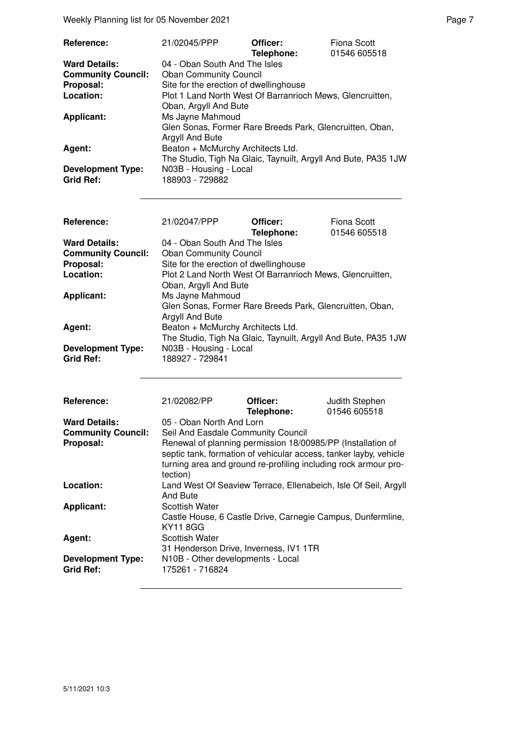| | | | |
|---|---|---|---|
| **Reference:** | 21/02045/PPP | **Officer:** **Telephone:** | Fiona Scott 01546 605518 |
| **Ward Details:** | 04 - Oban South And The Isles | | |
| **Community Council:** | Oban Community Council | | |
| **Proposal:** | Site for the erection of dwellinghouse | | |
| **Location:** | Plot 1 Land North West Of Barranrioch Mews, Glencruitten, Oban, Argyll And Bute | | |
| **Applicant:** | Ms Jayne Mahmoud Glen Sonas, Former Rare Breeds Park, Glencruitten, Oban, Argyll And Bute | | |
| **Agent:** | Beaton + McMurchy Architects Ltd. The Studio, Tigh Na Glaic, Taynuilt, Argyll And Bute, PA35 1JW | | |
| **Development Type:** | N03B - Housing - Local | | |
| **Grid Ref:** | 188903 - 729882 | | |

---

| | | | |
|---|---|---|---|
| **Reference:** | 21/02047/PPP | **Officer:** **Telephone:** | Fiona Scott 01546 605518 |
| **Ward Details:** | 04 - Oban South And The Isles | | |
| **Community Council:** | Oban Community Council | | |
| **Proposal:** | Site for the erection of dwellinghouse | | |
| **Location:** | Plot 2 Land North West Of Barranrioch Mews, Glencruitten, Oban, Argyll And Bute | | |
| **Applicant:** | Ms Jayne Mahmoud Glen Sonas, Former Rare Breeds Park, Glencruitten, Oban, Argyll And Bute | | |
| **Agent:** | Beaton + McMurchy Architects Ltd. The Studio, Tigh Na Glaic, Taynuilt, Argyll And Bute, PA35 1JW | | |
| **Development Type:** | N03B - Housing - Local | | |
| **Grid Ref:** | 188927 - 729841 | | |

---

| | | | |
|---|---|---|---|
| **Reference:** | 21/02082/PP | **Officer:** **Telephone:** | Judith Stephen 01546 605518 |
| **Ward Details:** | 05 - Oban North And Lorn | | |
| **Community Council:** | Seil And Easdale Community Council | | |
| **Proposal:** | Renewal of planning permission 18/00985/PP (Installation of septic tank, formation of vehicular access, tanker layby, vehicle turning area and ground re-profiling including rock armour protection) | | |
| **Location:** | Land West Of Seaview Terrace, Ellenabeich, Isle Of Seil, Argyll And Bute | | |
| **Applicant:** | Scottish Water Castle House, 6 Castle Drive, Carnegie Campus, Dunfermline, KY11 8GG | | |
| **Agent:** | Scottish Water 31 Henderson Drive, Inverness, IV1 1TR | | |
| **Development Type:** | N10B - Other developments - Local | | |
| **Grid Ref:** | 175261 - 716824 | | |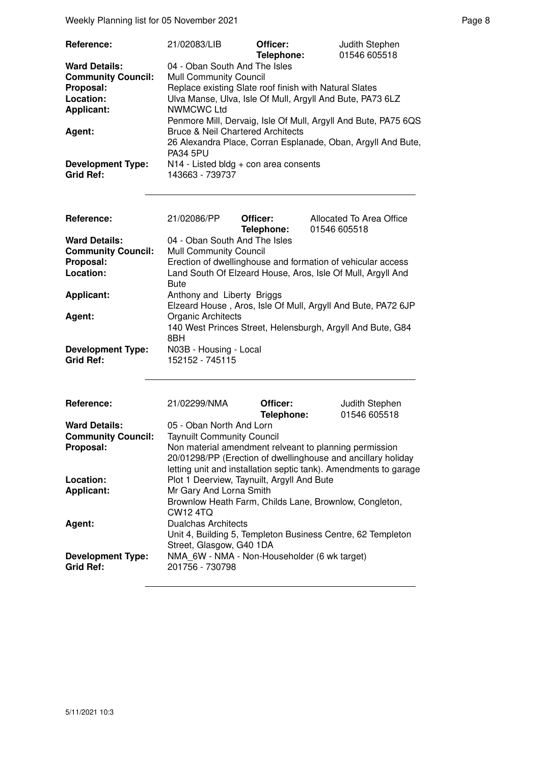| | | | |
|---|---|---|---|
| **Reference:** | 21/02083/LIB | **Officer:** **Telephone:** | Judith Stephen 01546 605518 |
| **Ward Details:** | 04 - Oban South And The Isles | | |
| **Community Council:** | Mull Community Council | | |
| **Proposal:** | Replace existing Slate roof finish with Natural Slates | | |
| **Location:** | Ulva Manse, Ulva, Isle Of Mull, Argyll And Bute, PA73 6LZ | | |
| **Applicant:** | NWMCWC Ltd Penmore Mill, Dervaig, Isle Of Mull, Argyll And Bute, PA75 6QS | | |
| **Agent:** | Bruce & Neil Chartered Architects 26 Alexandra Place, Corran Esplanade, Oban, Argyll And Bute, PA34 5PU | | |
| **Development Type:** | N14 - Listed bldg + con area consents | | |
| **Grid Ref:** | 143663 - 739737 | | |

| | | | |
|---|---|---|---|
| **Reference:** | 21/02086/PP | **Officer:** **Telephone:** | Allocated To Area Office 01546 605518 |
| **Ward Details:** | 04 - Oban South And The Isles | | |
| **Community Council:** | Mull Community Council | | |
| **Proposal:** | Erection of dwellinghouse and formation of vehicular access | | |
| **Location:** | Land South Of Elzeard House, Aros, Isle Of Mull, Argyll And Bute | | |
| **Applicant:** | Anthony and Liberty Briggs Elzeard House , Aros, Isle Of Mull, Argyll And Bute, PA72 6JP | | |
| **Agent:** | Organic Architects 140 West Princes Street, Helensburgh, Argyll And Bute, G84 8BH | | |
| **Development Type:** | N03B - Housing - Local | | |
| **Grid Ref:** | 152152 - 745115 | | |

| | | | |
|---|---|---|---|
| **Reference:** | 21/02299/NMA | **Officer:** **Telephone:** | Judith Stephen 01546 605518 |
| **Ward Details:** | 05 - Oban North And Lorn | | |
| **Community Council:** | Taynuilt Community Council | | |
| **Proposal:** | Non material amendment relveant to planning permission 20/01298/PP (Erection of dwellinghouse and ancillary holiday letting unit and installation septic tank). Amendments to garage | | |
| **Location:** | Plot 1 Deerview, Taynuilt, Argyll And Bute | | |
| **Applicant:** | Mr Gary And Lorna Smith Brownlow Heath Farm, Childs Lane, Brownlow, Congleton, CW12 4TQ | | |
| **Agent:** | Dualchas Architects Unit 4, Building 5, Templeton Business Centre, 62 Templeton Street, Glasgow, G40 1DA | | |
| **Development Type:** | NMA_6W - NMA - Non-Householder (6 wk target) | | |
| **Grid Ref:** | 201756 - 730798 | | |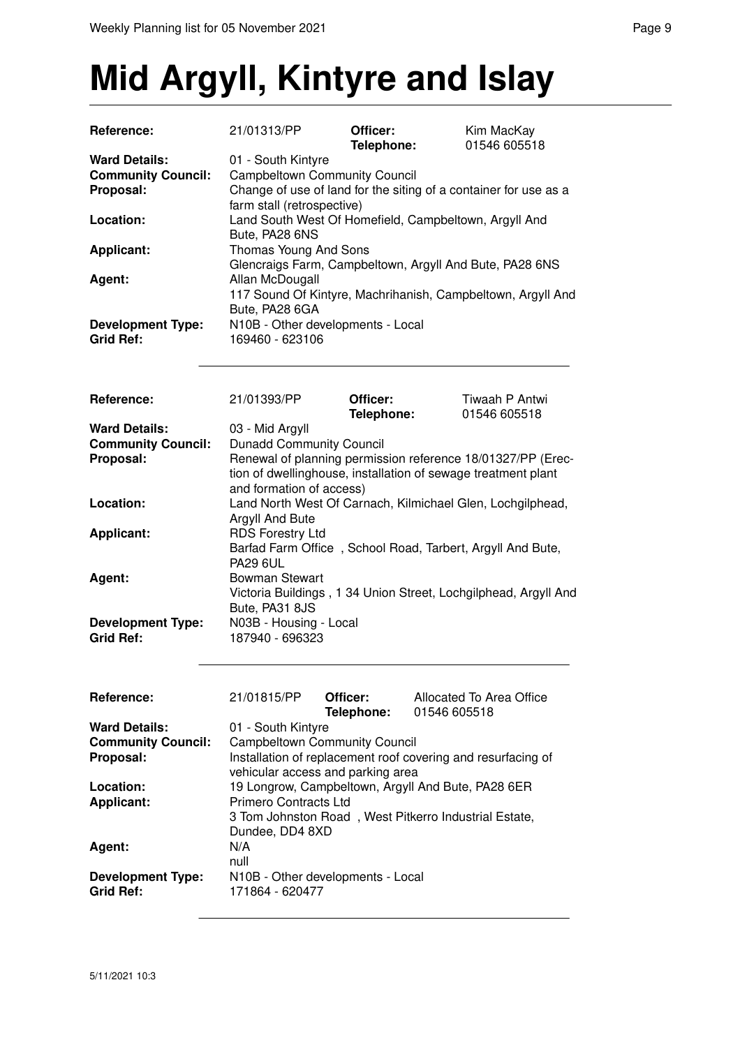# Mid Argyll, Kintyre and Islay

| | | | |
|---|---|---|---|
| **Reference:** | 21/01313/PP | **Officer:** **Telephone:** | Kim MacKay 01546 605518 |
| **Ward Details:** | 01 - South Kintyre | | |
| **Community Council:** | Campbeltown Community Council | | |
| **Proposal:** | Change of use of land for the siting of a container for use as a farm stall (retrospective) | | |
| **Location:** | Land South West Of Homefield, Campbeltown, Argyll And Bute, PA28 6NS | | |
| **Applicant:** | Thomas Young And Sons Glencraigs Farm, Campbeltown, Argyll And Bute, PA28 6NS | | |
| **Agent:** | Allan McDougall 117 Sound Of Kintyre, Machrihanish, Campbeltown, Argyll And Bute, PA28 6GA | | |
| **Development Type:** | N10B - Other developments - Local | | |
| **Grid Ref:** | 169460 - 623106 | | |

| | | | |
|---|---|---|---|
| **Reference:** | 21/01393/PP | **Officer:** **Telephone:** | Tiwaah P Antwi 01546 605518 |
| **Ward Details:** | 03 - Mid Argyll | | |
| **Community Council:** | Dunadd Community Council | | |
| **Proposal:** | Renewal of planning permission reference 18/01327/PP (Erection of dwellinghouse, installation of sewage treatment plant and formation of access) | | |
| **Location:** | Land North West Of Carnach, Kilmichael Glen, Lochgilphead, Argyll And Bute | | |
| **Applicant:** | RDS Forestry Ltd Barfad Farm Office , School Road, Tarbert, Argyll And Bute, PA29 6UL | | |
| **Agent:** | Bowman Stewart Victoria Buildings , 1 34 Union Street, Lochgilphead, Argyll And Bute, PA31 8JS | | |
| **Development Type:** | N03B - Housing - Local | | |
| **Grid Ref:** | 187940 - 696323 | | |

| | | | |
|---|---|---|---|
| **Reference:** | 21/01815/PP | **Officer:** **Telephone:** | Allocated To Area Office 01546 605518 |
| **Ward Details:** | 01 - South Kintyre | | |
| **Community Council:** | Campbeltown Community Council | | |
| **Proposal:** | Installation of replacement roof covering and resurfacing of vehicular access and parking area | | |
| **Location:** | 19 Longrow, Campbeltown, Argyll And Bute, PA28 6ER | | |
| **Applicant:** | Primero Contracts Ltd 3 Tom Johnston Road , West Pitkerro Industrial Estate, Dundee, DD4 8XD | | |
| **Agent:** | N/A null | | |
| **Development Type:** | N10B - Other developments - Local | | |
| **Grid Ref:** | 171864 - 620477 | | |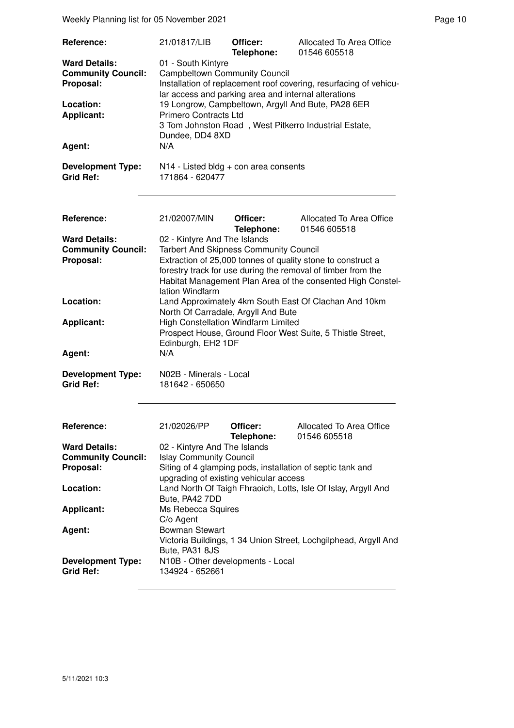| | | | |
|---|---|---|---|
| **Reference:** | 21/01817/LIB | **Officer:** **Telephone:** | Allocated To Area Office 01546 605518 |
| **Ward Details:** | 01 - South Kintyre | | |
| **Community Council:** | Campbeltown Community Council | | |
| **Proposal:** | Installation of replacement roof covering, resurfacing of vehicular access and parking area and internal alterations | | |
| **Location:** | 19 Longrow, Campbeltown, Argyll And Bute, PA28 6ER | | |
| **Applicant:** | Primero Contracts Ltd 3 Tom Johnston Road , West Pitkerro Industrial Estate, Dundee, DD4 8XD | | |
| **Agent:** | N/A | | |
| **Development Type:** | N14 - Listed bldg + con area consents | | |
| **Grid Ref:** | 171864 - 620477 | | |

| | | | |
|---|---|---|---|
| **Reference:** | 21/02007/MIN | **Officer:** **Telephone:** | Allocated To Area Office 01546 605518 |
| **Ward Details:** | 02 - Kintyre And The Islands | | |
| **Community Council:** | Tarbert And Skipness Community Council | | |
| **Proposal:** | Extraction of 25,000 tonnes of quality stone to construct a forestry track for use during the removal of timber from the Habitat Management Plan Area of the consented High Constellation Windfarm | | |
| **Location:** | Land Approximately 4km South East Of Clachan And 10km North Of Carradale, Argyll And Bute | | |
| **Applicant:** | High Constellation Windfarm Limited Prospect House, Ground Floor West Suite, 5 Thistle Street, Edinburgh, EH2 1DF | | |
| **Agent:** | N/A | | |
| **Development Type:** | N02B - Minerals - Local | | |
| **Grid Ref:** | 181642 - 650650 | | |

| | | | |
|---|---|---|---|
| **Reference:** | 21/02026/PP | **Officer:** **Telephone:** | Allocated To Area Office 01546 605518 |
| **Ward Details:** | 02 - Kintyre And The Islands | | |
| **Community Council:** | Islay Community Council | | |
| **Proposal:** | Siting of 4 glamping pods, installation of septic tank and upgrading of existing vehicular access | | |
| **Location:** | Land North Of Taigh Fhraoich, Lotts, Isle Of Islay, Argyll And Bute, PA42 7DD | | |
| **Applicant:** | Ms Rebecca Squires C/o Agent | | |
| **Agent:** | Bowman Stewart Victoria Buildings, 1 34 Union Street, Lochgilphead, Argyll And Bute, PA31 8JS | | |
| **Development Type:** | N10B - Other developments - Local | | |
| **Grid Ref:** | 134924 - 652661 | | |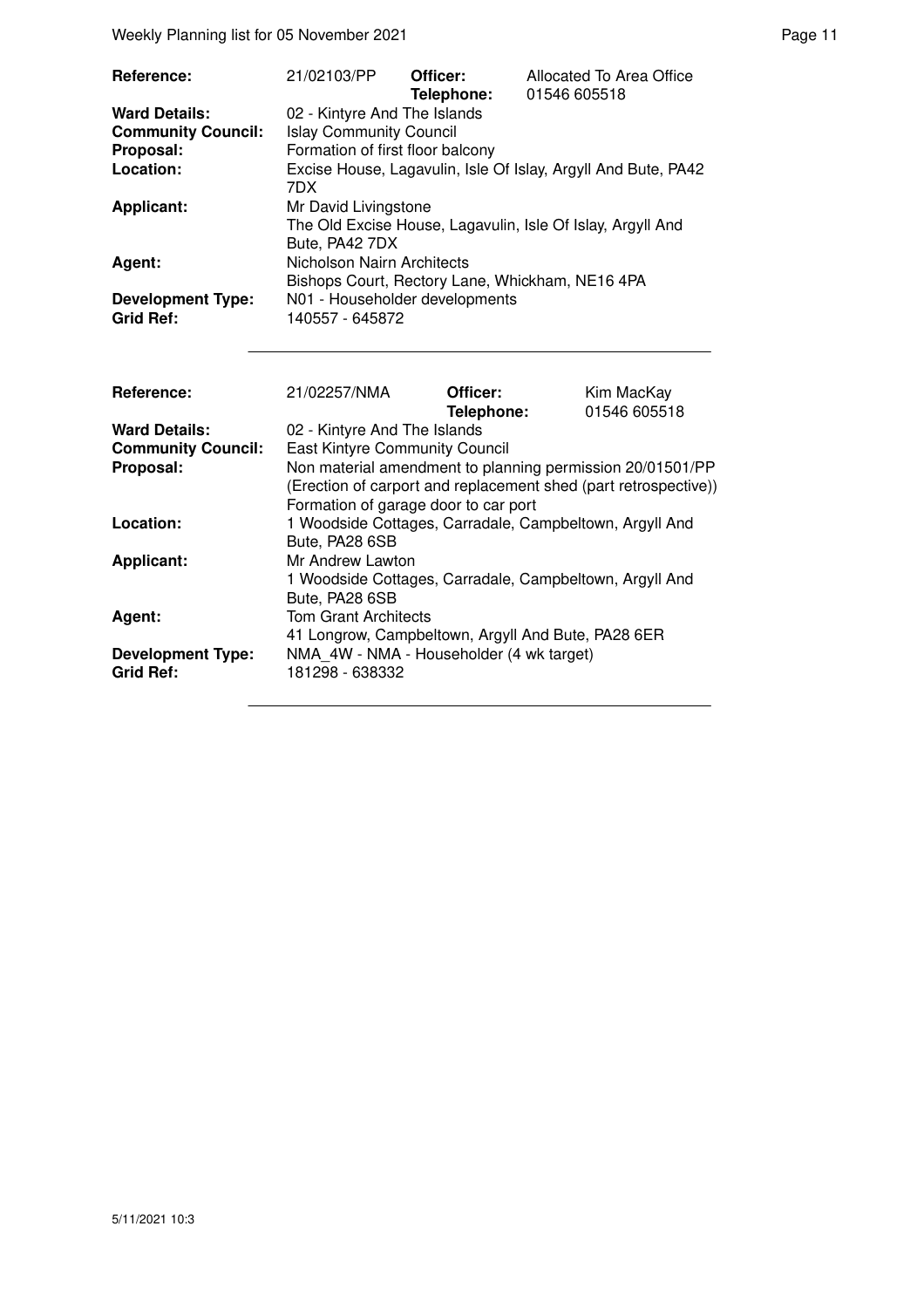| | | | |
|---|---|---|---|
| **Reference:** | 21/02103/PP | **Officer:** **Telephone:** | Allocated To Area Office 01546 605518 |
| **Ward Details:** | 02 - Kintyre And The Islands | | |
| **Community Council:** | Islay Community Council | | |
| **Proposal:** | Formation of first floor balcony | | |
| **Location:** | Excise House, Lagavulin, Isle Of Islay, Argyll And Bute, PA42 7DX | | |
| **Applicant:** | Mr David Livingstone The Old Excise House, Lagavulin, Isle Of Islay, Argyll And Bute, PA42 7DX | | |
| **Agent:** | Nicholson Nairn Architects Bishops Court, Rectory Lane, Whickham, NE16 4PA | | |
| **Development Type:** | N01 - Householder developments | | |
| **Grid Ref:** | 140557 - 645872 | | |

| | | | |
|---|---|---|---|
| **Reference:** | 21/02257/NMA | **Officer:** **Telephone:** | Kim MacKay 01546 605518 |
| **Ward Details:** | 02 - Kintyre And The Islands | | |
| **Community Council:** | East Kintyre Community Council | | |
| **Proposal:** | Non material amendment to planning permission 20/01501/PP (Erection of carport and replacement shed (part retrospective)) Formation of garage door to car port | | |
| **Location:** | 1 Woodside Cottages, Carradale, Campbeltown, Argyll And Bute, PA28 6SB | | |
| **Applicant:** | Mr Andrew Lawton 1 Woodside Cottages, Carradale, Campbeltown, Argyll And Bute, PA28 6SB | | |
| **Agent:** | Tom Grant Architects 41 Longrow, Campbeltown, Argyll And Bute, PA28 6ER | | |
| **Development Type:** | NMA_4W - NMA - Householder (4 wk target) | | |
| **Grid Ref:** | 181298 - 638332 | | |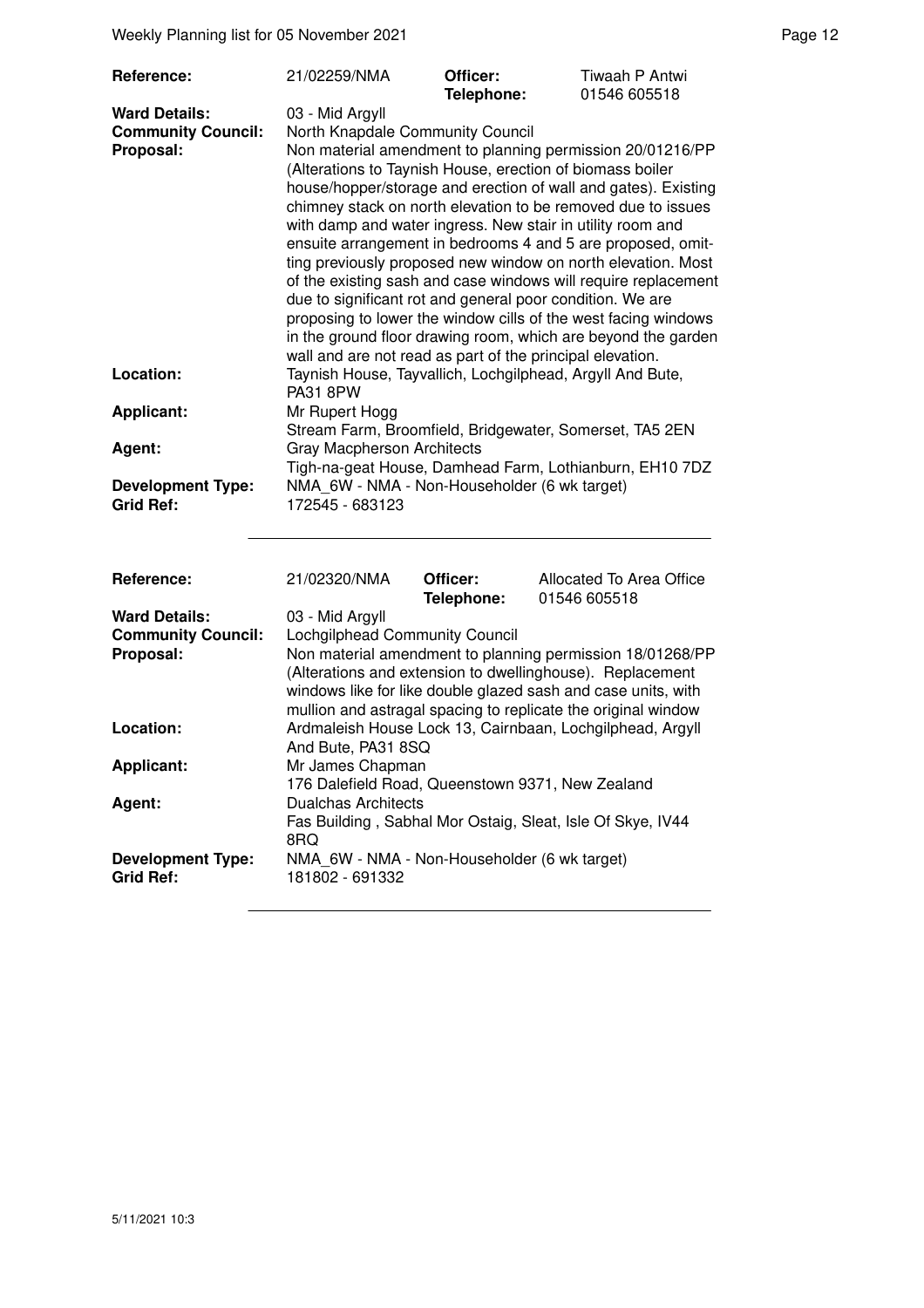| | | | |
|---|---|---|---|
| **Reference:** | 21/02259/NMA | **Officer:** **Telephone:** | Tiwaah P Antwi 01546 605518 |
| **Ward Details:** | 03 - Mid Argyll | | |
| **Community Council:** | North Knapdale Community Council | | |
| **Proposal:** | Non material amendment to planning permission 20/01216/PP (Alterations to Taynish House, erection of biomass boiler house/hopper/storage and erection of wall and gates). Existing chimney stack on north elevation to be removed due to issues with damp and water ingress. New stair in utility room and ensuite arrangement in bedrooms 4 and 5 are proposed, omitting previously proposed new window on north elevation. Most of the existing sash and case windows will require replacement due to significant rot and general poor condition. We are proposing to lower the window cills of the west facing windows in the ground floor drawing room, which are beyond the garden wall and are not read as part of the principal elevation. | | |
| **Location:** | Taynish House, Tayvallich, Lochgilphead, Argyll And Bute, PA31 8PW | | |
| **Applicant:** | Mr Rupert Hogg Stream Farm, Broomfield, Bridgewater, Somerset, TA5 2EN | | |
| **Agent:** | Gray Macpherson Architects Tigh-na-geat House, Damhead Farm, Lothianburn, EH10 7DZ | | |
| **Development Type:** | NMA_6W - NMA - Non-Householder (6 wk target) | | |
| **Grid Ref:** | 172545 - 683123 | | |

| | | | |
|---|---|---|---|
| **Reference:** | 21/02320/NMA | **Officer:** **Telephone:** | Allocated To Area Office 01546 605518 |
| **Ward Details:** | 03 - Mid Argyll | | |
| **Community Council:** | Lochgilphead Community Council | | |
| **Proposal:** | Non material amendment to planning permission 18/01268/PP (Alterations and extension to dwellinghouse). Replacement windows like for like double glazed sash and case units, with mullion and astragal spacing to replicate the original window | | |
| **Location:** | Ardmaleish House Lock 13, Cairnbaan, Lochgilphead, Argyll And Bute, PA31 8SQ | | |
| **Applicant:** | Mr James Chapman 176 Dalefield Road, Queenstown 9371, New Zealand | | |
| **Agent:** | Dualchas Architects Fas Building , Sabhal Mor Ostaig, Sleat, Isle Of Skye, IV44 8RQ | | |
| **Development Type:** | NMA_6W - NMA - Non-Householder (6 wk target) | | |
| **Grid Ref:** | 181802 - 691332 | | |